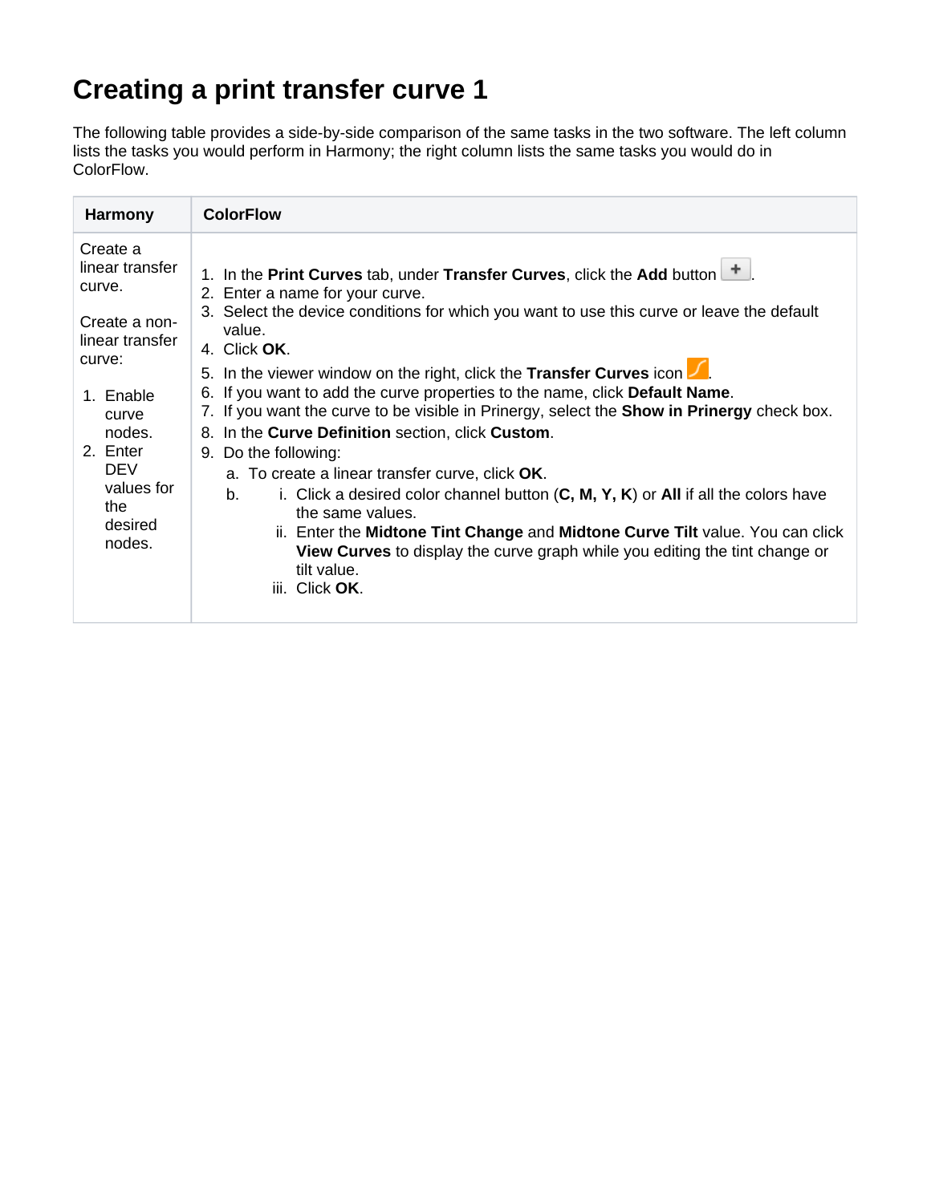# Creating a print transfer curve 1

The following table provides a side-by-side comparison of the same tasks in the two software. The left column lists the tasks you would perform in Harmony; the right column lists the same tasks you would do in ColorFlow.

| Harmony | ColorFlow |
|---|---|
| Create a linear transfer curve.<br><br>Create a non-linear transfer curve:<br><br>1. Enable curve nodes.<br>2. Enter DEV values for the desired nodes. | 1. In the **Print Curves** tab, under **Transfer Curves**, click the **Add** button.<br>2. Enter a name for your curve.<br>3. Select the device conditions for which you want to use this curve or leave the default value.<br>4. Click **OK**.<br>5. In the viewer window on the right, click the **Transfer Curves** icon.<br>6. If you want to add the curve properties to the name, click **Default Name**.<br>7. If you want the curve to be visible in Prinergy, select the **Show in Prinergy** check box.<br>8. In the **Curve Definition** section, click **Custom**.<br>9. Do the following:<br>&nbsp;&nbsp;a. To create a linear transfer curve, click **OK**.<br>&nbsp;&nbsp;b. i. Click a desired color channel button (**C, M, Y, K**) or **All** if all the colors have the same values.<br>&nbsp;&nbsp;&nbsp;&nbsp;&nbsp;ii. Enter the **Midtone Tint Change** and **Midtone Curve Tilt** value. You can click **View Curves** to display the curve graph while you editing the tint change or tilt value.<br>&nbsp;&nbsp;&nbsp;&nbsp;&nbsp;iii. Click **OK**. |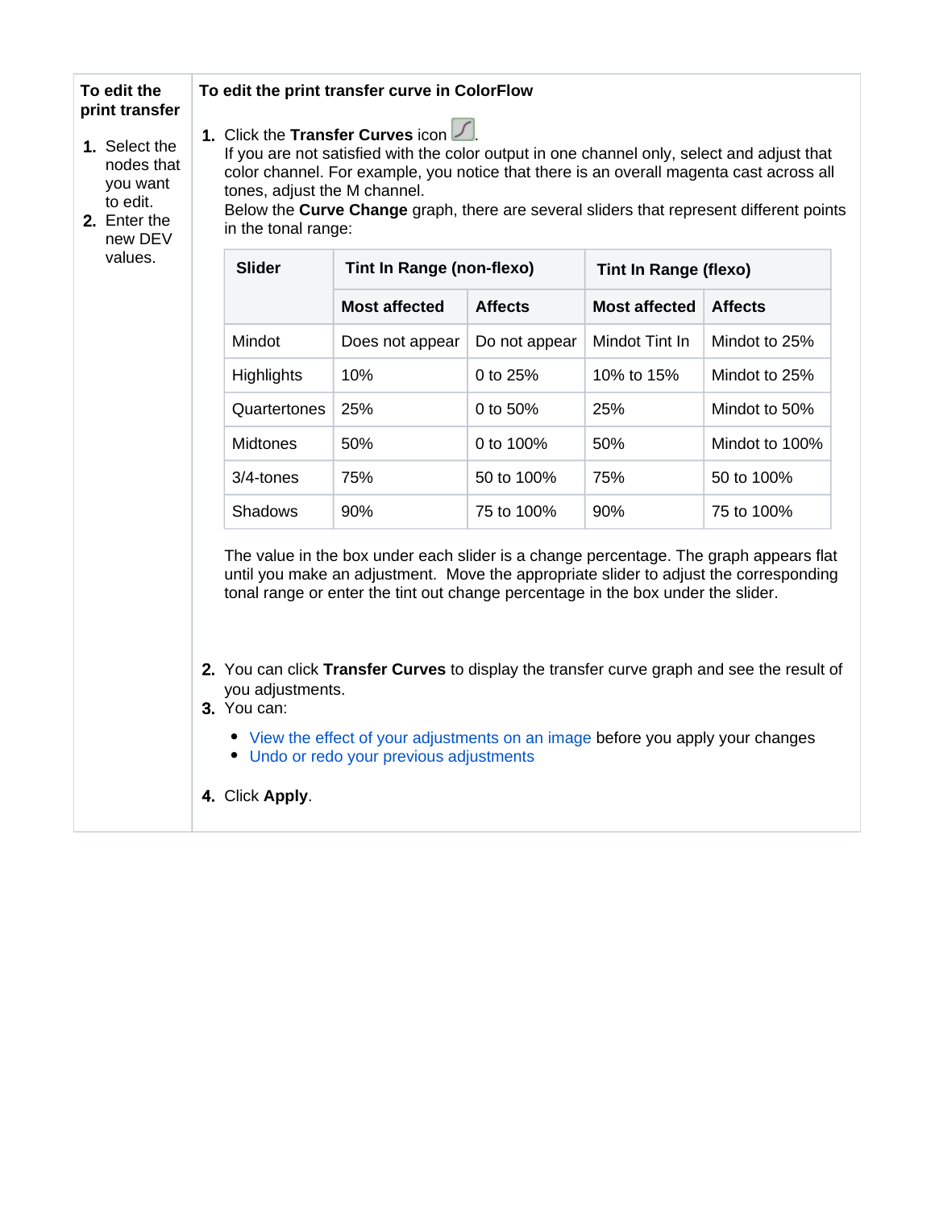**To edit the print transfer**

1. Select the nodes that you want to edit.
2. Enter the new DEV values.

**To edit the print transfer curve in ColorFlow**

1. Click the **Transfer Curves** icon .
   If you are not satisfied with the color output in one channel only, select and adjust that color channel. For example, you notice that there is an overall magenta cast across all tones, adjust the M channel.
   Below the **Curve Change** graph, there are several sliders that represent different points in the tonal range:

| Slider | Tint In Range (non-flexo) | | Tint In Range (flexo) | |
|---|---|---|---|---|
| | Most affected | Affects | Most affected | Affects |
| Mindot | Does not appear | Do not appear | Mindot Tint In | Mindot to 25% |
| Highlights | 10% | 0 to 25% | 10% to 15% | Mindot to 25% |
| Quartertones | 25% | 0 to 50% | 25% | Mindot to 50% |
| Midtones | 50% | 0 to 100% | 50% | Mindot to 100% |
| 3/4-tones | 75% | 50 to 100% | 75% | 50 to 100% |
| Shadows | 90% | 75 to 100% | 90% | 75 to 100% |

   The value in the box under each slider is a change percentage. The graph appears flat until you make an adjustment. Move the appropriate slider to adjust the corresponding tonal range or enter the tint out change percentage in the box under the slider.

2. You can click **Transfer Curves** to display the transfer curve graph and see the result of you adjustments.
3. You can:
   - View the effect of your adjustments on an image before you apply your changes
   - Undo or redo your previous adjustments
4. Click **Apply**.